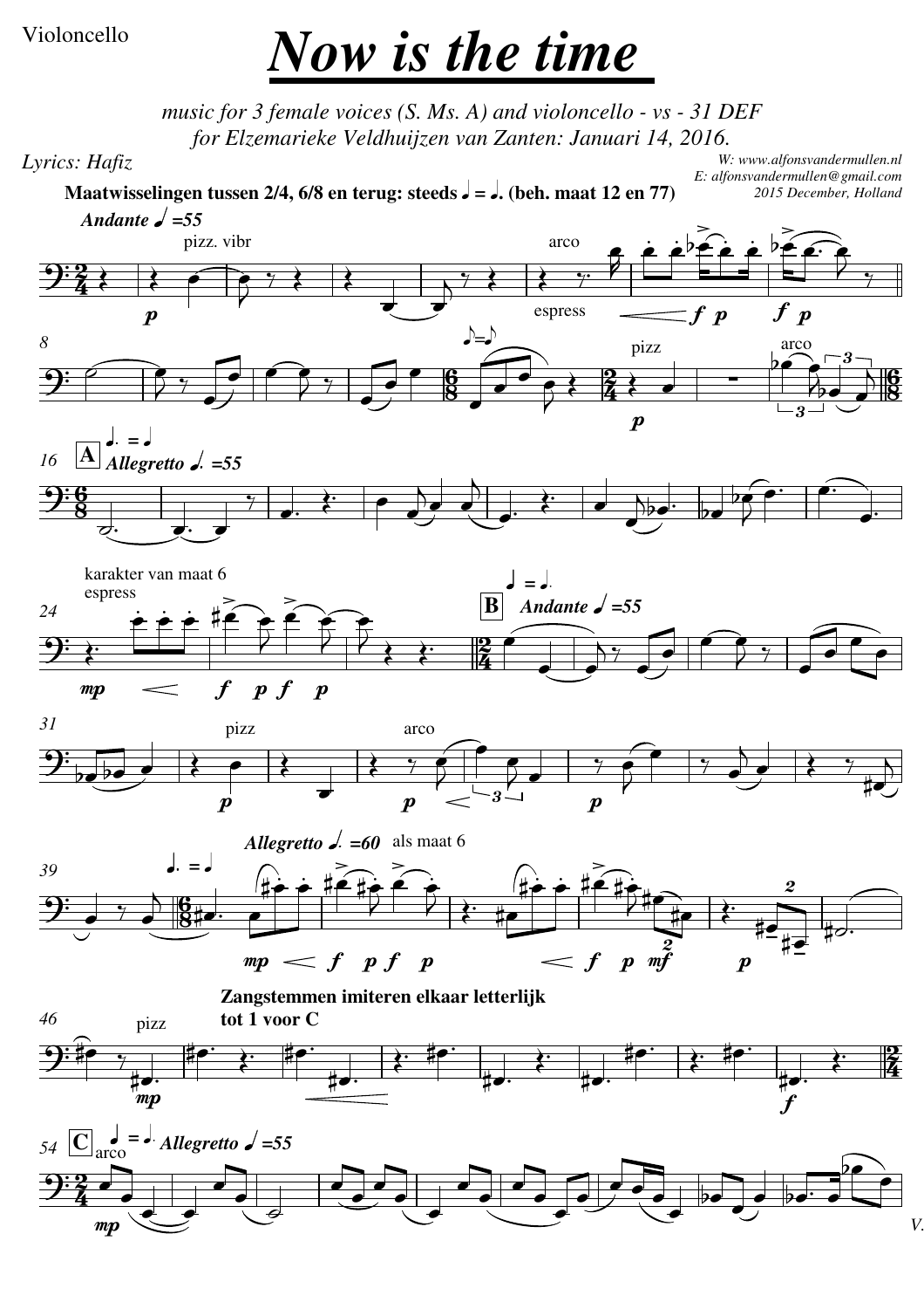Violoncello

# Now is the time

*music for 3 female voices (S. Ms. A) and violoncello - vs - 31 DEF*
*for Elzemarieke Veldhuijzen van Zanten: Januari 14, 2016.*

*Lyrics: Hafiz*

*W: www.alfonsvandermullen.nl*
*E: alfonsvandermullen@gmail.com*
*2015 December, Holland*

**Maatwisselingen tussen 2/4, 6/8 en terug: steeds ♩ = ♩. (beh. maat 12 en 77)**

*Andante* ♩ *=55*

pizz. vibr — arco — espress

A — *Allegretto* ♩. *=55*

karakter van maat 6
espress

B — *Andante* ♩ *=55*

pizz — arco

*Allegretto* ♩. *=60* — als maat 6

pizz

**Zangstemmen imiteren elkaar letterlijk tot 1 voor C**

C — arco — *Allegretto* ♩ *=55*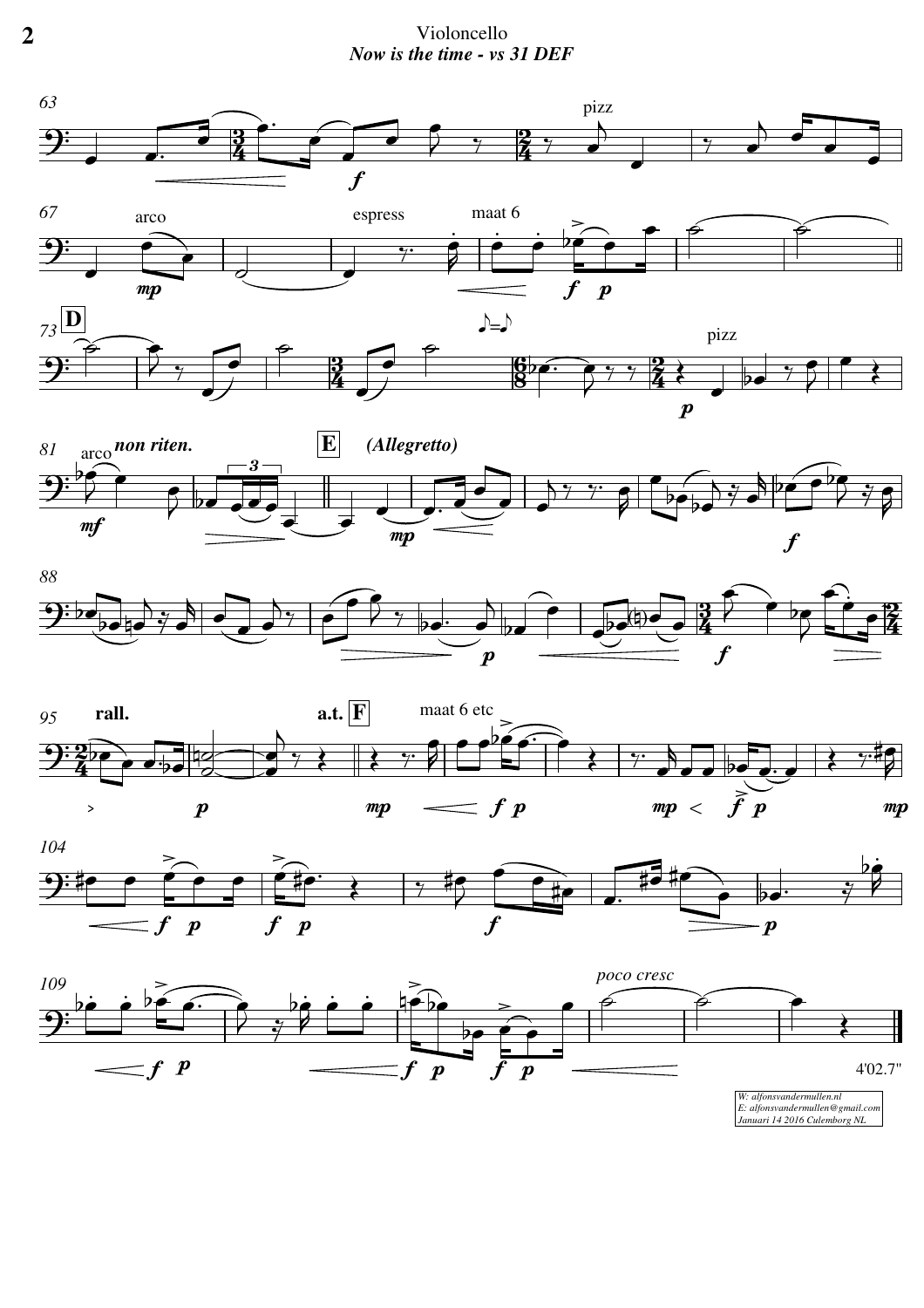4'02.7"

W: alfonsvandermullen.nl
E: alfonsvandermullen@gmail.com
Januari 14 2016 Culemborg NL